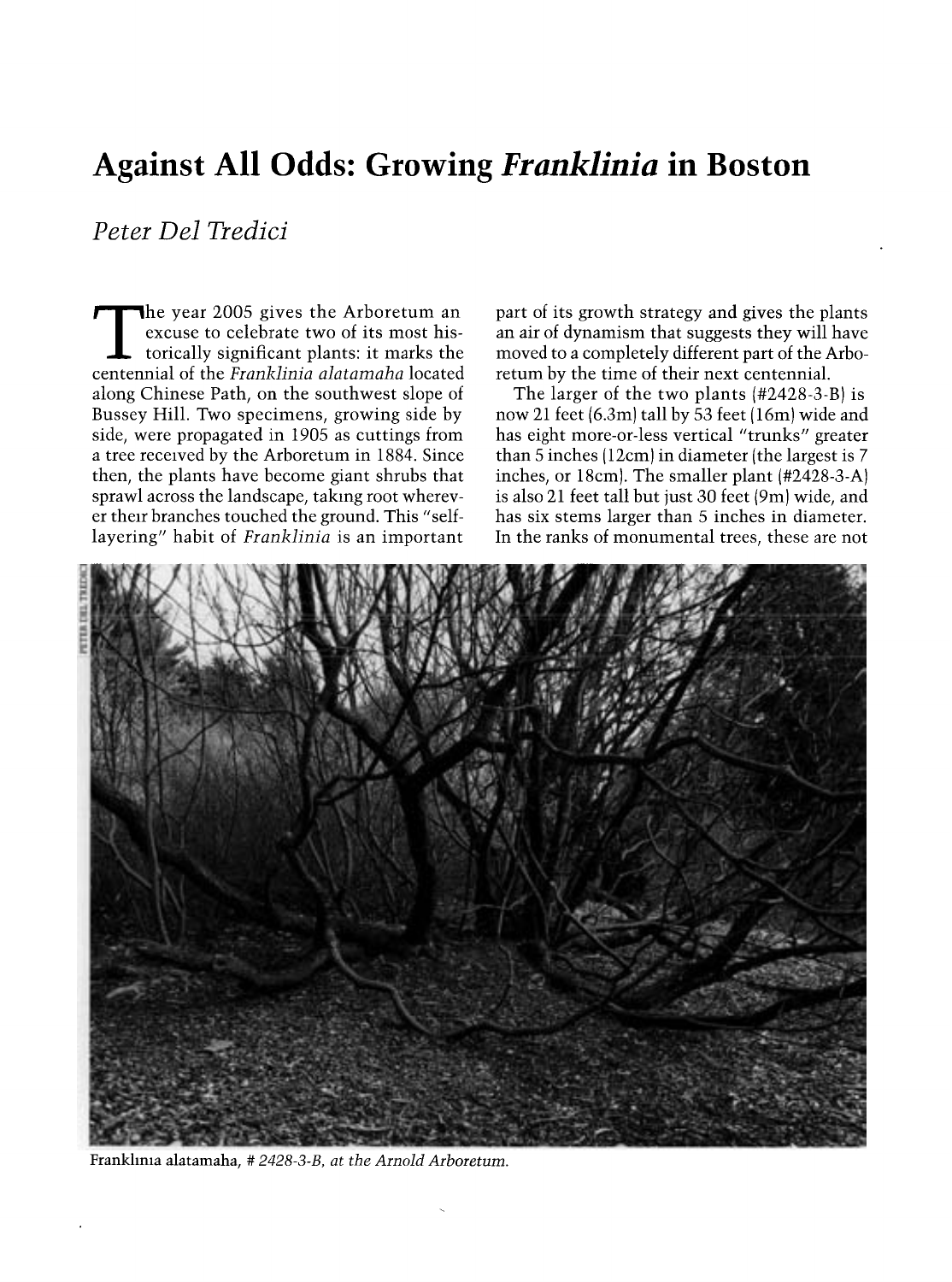# Against All Odds: Growing *Franklinia* in Boston

*Peter Del Tredici*

The year 2005 gives the Arboretum an excuse to celebrate two of its most historically significant plants: it marks the centennial of the *Franklinia alatamaha* located along Chinese Path, on the southwest slope of Bussey Hill. Two specimens, growing side by side, were propagated in 1905 as cuttings from a tree received by the Arboretum in 1884. Since then, the plants have become giant shrubs that sprawl across the landscape, taking root wherever their branches touched the ground. This "self-layering" habit of *Franklinia* is an important part of its growth strategy and gives the plants an air of dynamism that suggests they will have moved to a completely different part of the Arboretum by the time of their next centennial.

The larger of the two plants (#2428-3-B) is now 21 feet (6.3m) tall by 53 feet (16m) wide and has eight more-or-less vertical "trunks" greater than 5 inches (12cm) in diameter (the largest is 7 inches, or 18cm). The smaller plant (#2428-3-A) is also 21 feet tall but just 30 feet (9m) wide, and has six stems larger than 5 inches in diameter. In the ranks of monumental trees, these are not

Franklinia alatamaha, *# 2428-3-B, at the Arnold Arboretum.*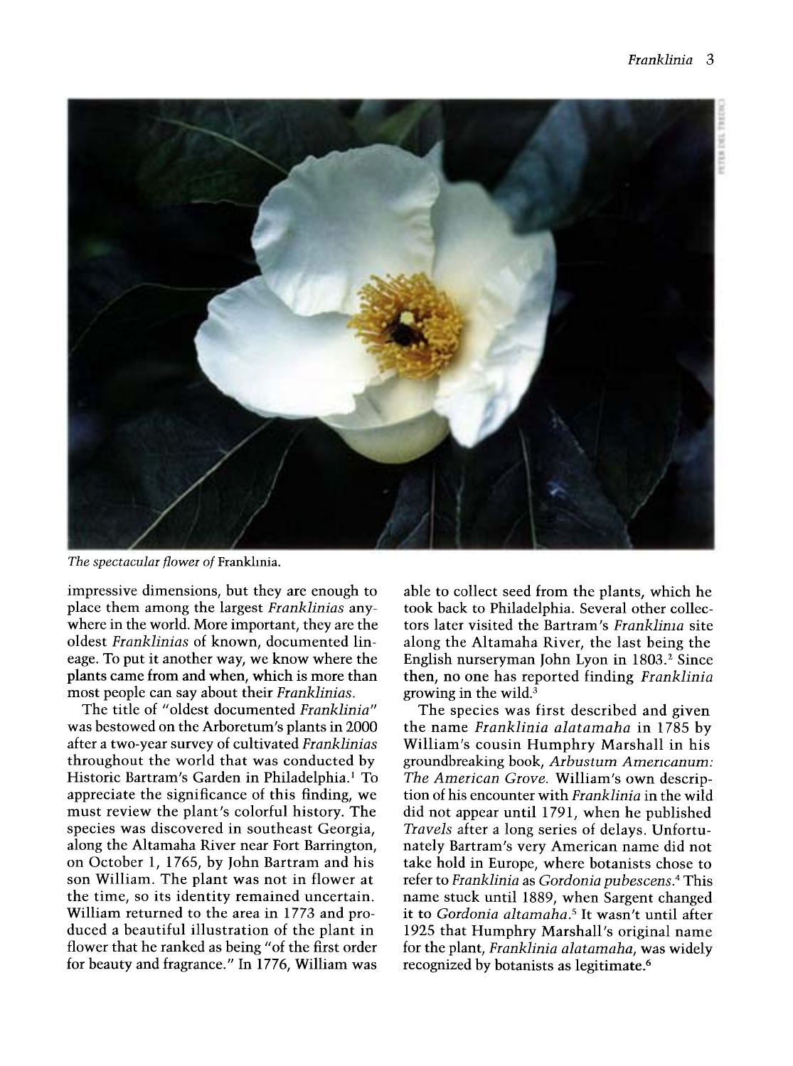*The spectacular flower of* Franklinia.

impressive dimensions, but they are enough to place them among the largest *Franklinias* anywhere in the world. More important, they are the oldest *Franklinias* of known, documented lineage. To put it another way, we know where the plants came from and when, which is more than most people can say about their *Franklinias*.

The title of "oldest documented *Franklinia*" was bestowed on the Arboretum's plants in 2000 after a two-year survey of cultivated *Franklinias* throughout the world that was conducted by Historic Bartram's Garden in Philadelphia.[1] To appreciate the significance of this finding, we must review the plant's colorful history. The species was discovered in southeast Georgia, along the Altamaha River near Fort Barrington, on October 1, 1765, by John Bartram and his son William. The plant was not in flower at the time, so its identity remained uncertain. William returned to the area in 1773 and produced a beautiful illustration of the plant in flower that he ranked as being "of the first order for beauty and fragrance." In 1776, William was able to collect seed from the plants, which he took back to Philadelphia. Several other collectors later visited the Bartram's *Franklinia* site along the Altamaha River, the last being the English nurseryman John Lyon in 1803.[2] Since then, no one has reported finding *Franklinia* growing in the wild.[3]

The species was first described and given the name *Franklinia alatamaha* in 1785 by William's cousin Humphry Marshall in his groundbreaking book, *Arbustum Americanum: The American Grove*. William's own description of his encounter with *Franklinia* in the wild did not appear until 1791, when he published *Travels* after a long series of delays. Unfortunately Bartram's very American name did not take hold in Europe, where botanists chose to refer to *Franklinia* as *Gordonia pubescens*.[4] This name stuck until 1889, when Sargent changed it to *Gordonia altamaha*.[5] It wasn't until after 1925 that Humphry Marshall's original name for the plant, *Franklinia alatamaha*, was widely recognized by botanists as legitimate.[6]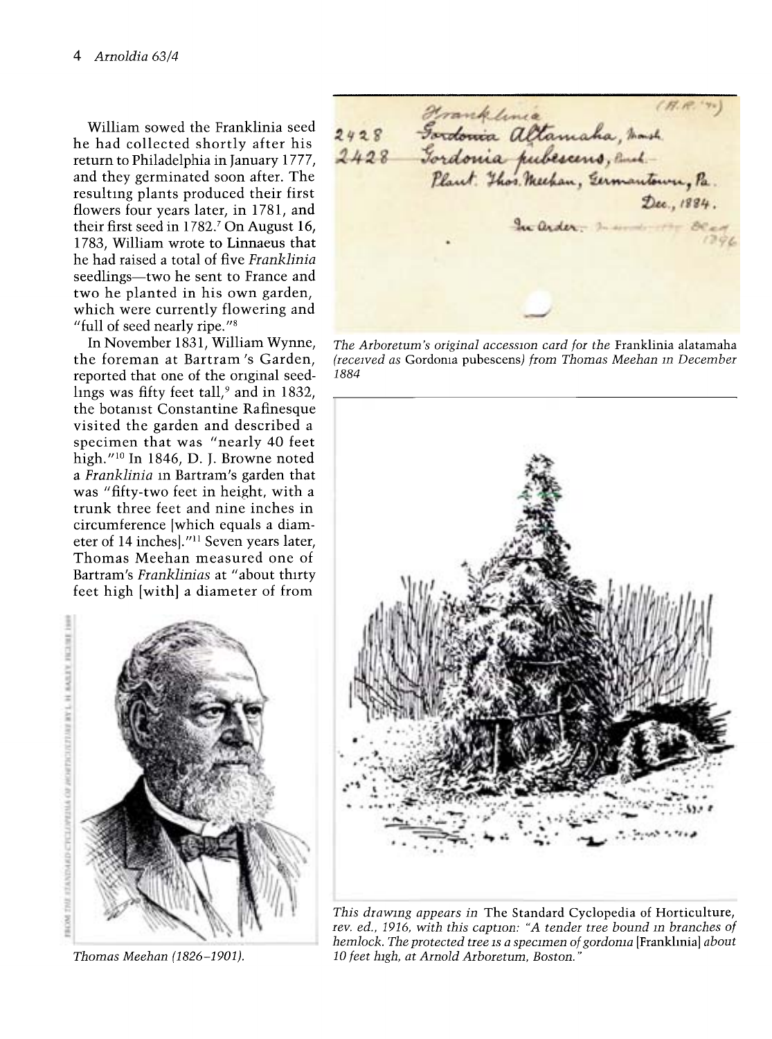William sowed the Franklinia seed he had collected shortly after his return to Philadelphia in January 1777, and they germinated soon after. The resulting plants produced their first flowers four years later, in 1781, and their first seed in 1782.[7] On August 16, 1783, William wrote to Linnaeus that he had raised a total of five *Franklinia* seedlings—two he sent to France and two he planted in his own garden, which were currently flowering and "full of seed nearly ripe."[8]

In November 1831, William Wynne, the foreman at Bartram's Garden, reported that one of the original seedlings was fifty feet tall,[9] and in 1832, the botanist Constantine Rafinesque visited the garden and described a specimen that was "nearly 40 feet high."[10] In 1846, D. J. Browne noted a *Franklinia* in Bartram's garden that was "fifty-two feet in height, with a trunk three feet and nine inches in circumference [which equals a diameter of 14 inches]."[11] Seven years later, Thomas Meehan measured one of Bartram's *Franklinias* at "about thirty feet high [with] a diameter of from

*The Arboretum's original accession card for the* Franklinia alatamaha *(received as* Gordonia pubescens*) from Thomas Meehan in December 1884*

*Thomas Meehan (1826–1901).*

*This drawing appears in* The Standard Cyclopedia of Horticulture, *rev. ed., 1916, with this caption: "A tender tree bound in branches of hemlock. The protected tree is a specimen of gordonia* [Franklinia] *about 10 feet high, at Arnold Arboretum, Boston."*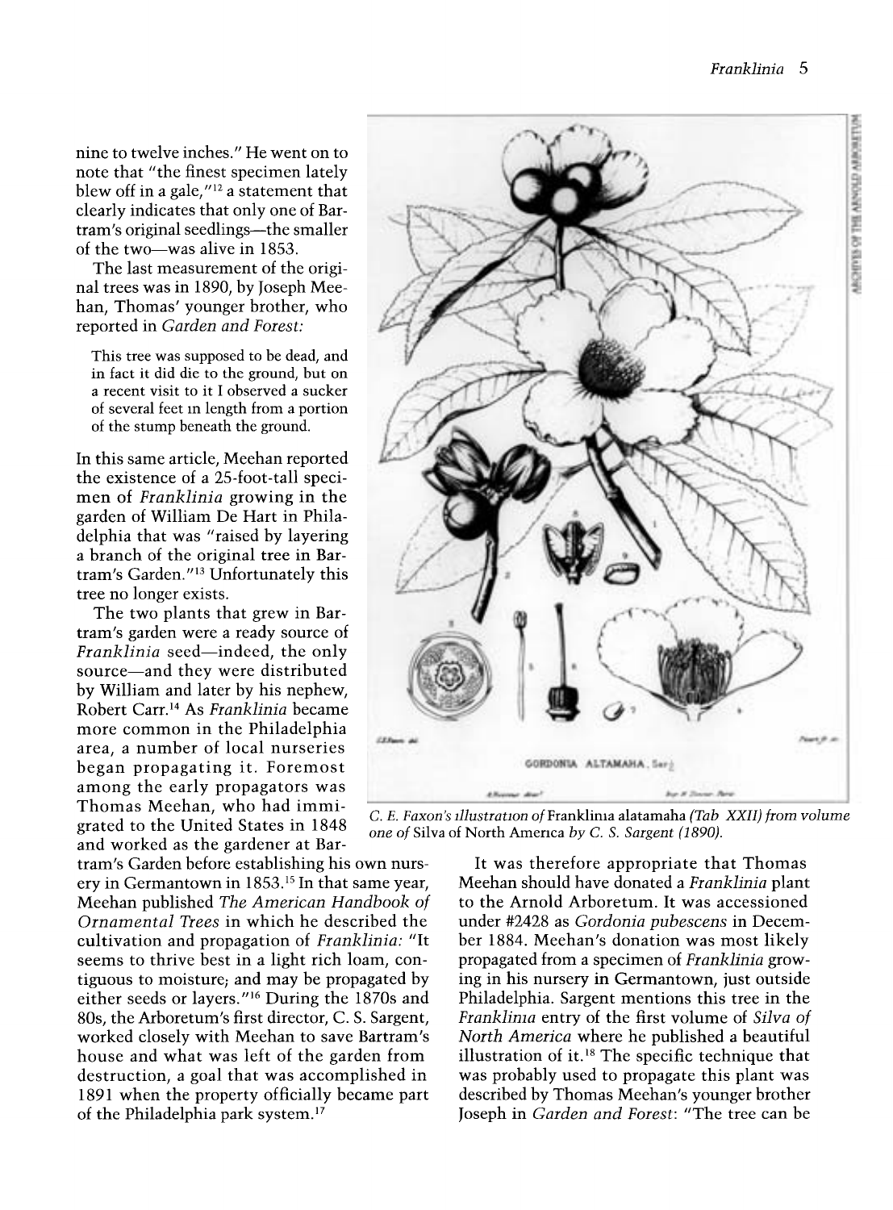nine to twelve inches." He went on to note that "the finest specimen lately blew off in a gale,"[12] a statement that clearly indicates that only one of Bartram's original seedlings—the smaller of the two—was alive in 1853.

The last measurement of the original trees was in 1890, by Joseph Meehan, Thomas' younger brother, who reported in *Garden and Forest:*

> This tree was supposed to be dead, and in fact it did die to the ground, but on a recent visit to it I observed a sucker of several feet in length from a portion of the stump beneath the ground.

In this same article, Meehan reported the existence of a 25-foot-tall specimen of *Franklinia* growing in the garden of William De Hart in Philadelphia that was "raised by layering a branch of the original tree in Bartram's Garden."[13] Unfortunately this tree no longer exists.

The two plants that grew in Bartram's garden were a ready source of *Franklinia* seed—indeed, the only source—and they were distributed by William and later by his nephew, Robert Carr.[14] As *Franklinia* became more common in the Philadelphia area, a number of local nurseries began propagating it. Foremost among the early propagators was Thomas Meehan, who had immigrated to the United States in 1848 and worked as the gardener at Bartram's Garden before establishing his own nursery in Germantown in 1853.[15] In that same year, Meehan published *The American Handbook of Ornamental Trees* in which he described the cultivation and propagation of *Franklinia:* "It seems to thrive best in a light rich loam, contiguous to moisture; and may be propagated by either seeds or layers."[16] During the 1870s and 80s, the Arboretum's first director, C. S. Sargent, worked closely with Meehan to save Bartram's house and what was left of the garden from destruction, a goal that was accomplished in 1891 when the property officially became part of the Philadelphia park system.[17]

*C. E. Faxon's illustration of* Franklinia alatamaha *(Tab XXII) from volume one of* Silva of North America *by C. S. Sargent (1890).*

It was therefore appropriate that Thomas Meehan should have donated a *Franklinia* plant to the Arnold Arboretum. It was accessioned under #2428 as *Gordonia pubescens* in December 1884. Meehan's donation was most likely propagated from a specimen of *Franklinia* growing in his nursery in Germantown, just outside Philadelphia. Sargent mentions this tree in the *Franklinia* entry of the first volume of *Silva of North America* where he published a beautiful illustration of it.[18] The specific technique that was probably used to propagate this plant was described by Thomas Meehan's younger brother Joseph in *Garden and Forest*: "The tree can be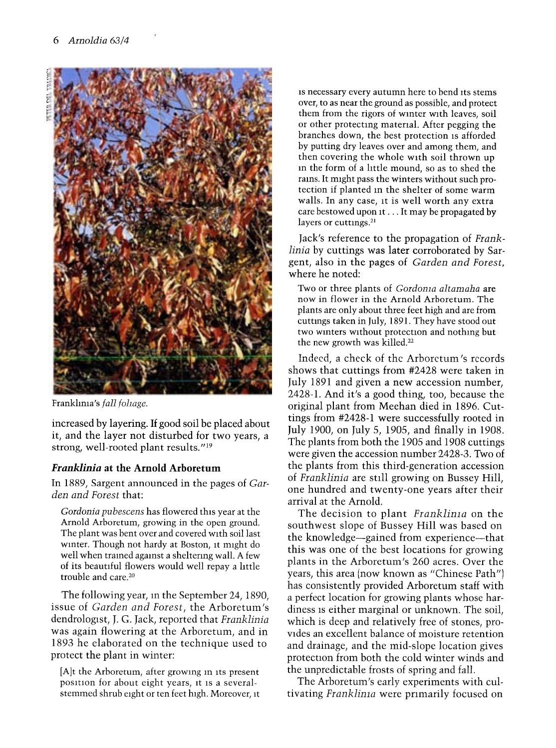Franklinia's *fall foliage.*

increased by layering. If good soil be placed about it, and the layer not disturbed for two years, a strong, well-rooted plant results."[19]

### *Franklinia* at the Arnold Arboretum

In 1889, Sargent announced in the pages of *Garden and Forest* that:

> *Gordonia pubescens* has flowered this year at the Arnold Arboretum, growing in the open ground. The plant was bent over and covered with soil last winter. Though not hardy at Boston, it might do well when trained against a sheltering wall. A few of its beautiful flowers would well repay a little trouble and care.[20]

The following year, in the September 24, 1890, issue of *Garden and Forest*, the Arboretum's dendrologist, J. G. Jack, reported that *Franklinia* was again flowering at the Arboretum, and in 1893 he elaborated on the technique used to protect the plant in winter:

> [A]t the Arboretum, after growing in its present position for about eight years, it is a several-stemmed shrub eight or ten feet high. Moreover, it is necessary every autumn here to bend its stems over, to as near the ground as possible, and protect them from the rigors of winter with leaves, soil or other protecting material. After pegging the branches down, the best protection is afforded by putting dry leaves over and among them, and then covering the whole with soil thrown up in the form of a little mound, so as to shed the rains. It might pass the winters without such protection if planted in the shelter of some warm walls. In any case, it is well worth any extra care bestowed upon it . . . It may be propagated by layers or cuttings.[21]

Jack's reference to the propagation of *Franklinia* by cuttings was later corroborated by Sargent, also in the pages of *Garden and Forest*, where he noted:

> Two or three plants of *Gordonia altamaha* are now in flower in the Arnold Arboretum. The plants are only about three feet high and are from cuttings taken in July, 1891. They have stood out two winters without protection and nothing but the new growth was killed.[22]

Indeed, a check of the Arboretum's records shows that cuttings from #2428 were taken in July 1891 and given a new accession number, 2428-1. And it's a good thing, too, because the original plant from Meehan died in 1896. Cuttings from #2428-1 were successfully rooted in July 1900, on July 5, 1905, and finally in 1908. The plants from both the 1905 and 1908 cuttings were given the accession number 2428-3. Two of the plants from this third-generation accession of *Franklinia* are still growing on Bussey Hill, one hundred and twenty-one years after their arrival at the Arnold.

The decision to plant *Franklinia* on the southwest slope of Bussey Hill was based on the knowledge—gained from experience—that this was one of the best locations for growing plants in the Arboretum's 260 acres. Over the years, this area (now known as "Chinese Path") has consistently provided Arboretum staff with a perfect location for growing plants whose hardiness is either marginal or unknown. The soil, which is deep and relatively free of stones, provides an excellent balance of moisture retention and drainage, and the mid-slope location gives protection from both the cold winter winds and the unpredictable frosts of spring and fall.

The Arboretum's early experiments with cultivating *Franklinia* were primarily focused on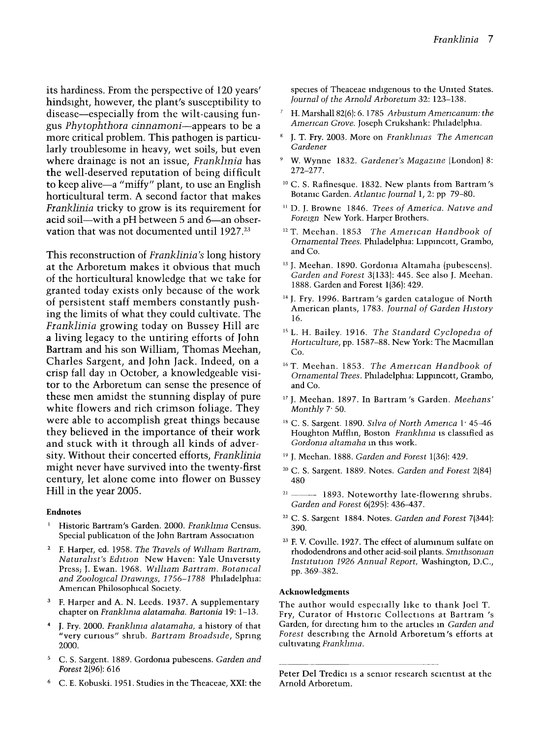its hardiness. From the perspective of 120 years' hindsight, however, the plant's susceptibility to disease—especially from the wilt-causing fungus *Phytophthora cinnamoni*—appears to be a more critical problem. This pathogen is particularly troublesome in heavy, wet soils, but even where drainage is not an issue, *Franklinia* has the well-deserved reputation of being difficult to keep alive—a "miffy" plant, to use an English horticultural term. A second factor that makes *Franklinia* tricky to grow is its requirement for acid soil—with a pH between 5 and 6—an observation that was not documented until 1927.[23]

This reconstruction of *Franklinia's* long history at the Arboretum makes it obvious that much of the horticultural knowledge that we take for granted today exists only because of the work of persistent staff members constantly pushing the limits of what they could cultivate. The *Franklinia* growing today on Bussey Hill are a living legacy to the untiring efforts of John Bartram and his son William, Thomas Meehan, Charles Sargent, and John Jack. Indeed, on a crisp fall day in October, a knowledgeable visitor to the Arboretum can sense the presence of these men amidst the stunning display of pure white flowers and rich crimson foliage. They were able to accomplish great things because they believed in the importance of their work and stuck with it through all kinds of adversity. Without their concerted efforts, *Franklinia* might never have survived into the twenty-first century, let alone come into flower on Bussey Hill in the year 2005.

### Endnotes

1. Historic Bartram's Garden. 2000. *Franklinia* Census. Special publication of the John Bartram Association
2. F. Harper, ed. 1958. *The Travels of William Bartram, Naturalist's Edition* New Haven: Yale University Press; J. Ewan. 1968. *William Bartram. Botanical and Zoological Drawings, 1756–1788* Philadelphia: American Philosophical Society.
3. F. Harper and A. N. Leeds. 1937. A supplementary chapter on *Franklinia alatamaha*. *Bartonia* 19: 1–13.
4. J. Fry. 2000. *Franklinia alatamaha*, a history of that "very curious" shrub. *Bartram Broadside*, Spring 2000.
5. C. S. Sargent. 1889. Gordonia pubescens. *Garden and Forest* 2(96): 616
6. C. E. Kobuski. 1951. Studies in the Theaceae, XXI: the species of Theaceae indigenous to the United States. *Journal of the Arnold Arboretum* 32: 123–138.
7. H. Marshall 82(6): 6. 1785 *Arbustum Americanum: the American Grove.* Joseph Crukshank: Philadelphia.
8. J. T. Fry. 2003. More on *Franklinias* *The American Gardener*
9. W. Wynne 1832. *Gardener's Magazine* (London) 8: 272–277.
10. C. S. Rafinesque. 1832. New plants from Bartram's Botanic Garden. *Atlantic Journal* 1, 2: pp 79–80.
11. D. J. Browne 1846. *Trees of America. Native and Foreign* New York. Harper Brothers.
12. T. Meehan. 1853 *The American Handbook of Ornamental Trees.* Philadelphia: Lippincott, Grambo, and Co.
13. J. Meehan. 1890. Gordonia Altamaha (pubescens). *Garden and Forest* 3(133): 445. See also J. Meehan. 1888. Garden and Forest 1(36): 429.
14. J. Fry. 1996. Bartram's garden catalogue of North American plants, 1783. *Journal of Garden History* 16.
15. L. H. Bailey. 1916. *The Standard Cyclopedia of Horticulture*, pp. 1587–88. New York: The Macmillan Co.
16. T. Meehan. 1853. *The American Handbook of Ornamental Trees.* Philadelphia: Lippincott, Grambo, and Co.
17. J. Meehan. 1897. In Bartram's Garden. *Meehans' Monthly* 7: 50.
18. C. S. Sargent. 1890. *Silva of North America* 1: 45–46 Houghton Mifflin, Boston *Franklinia* is classified as *Gordonia altamaha* in this work.
19. J. Meehan. 1888. *Garden and Forest* 1(36): 429.
20. C. S. Sargent. 1889. Notes. *Garden and Forest* 2(84) 480
21. ——— 1893. Noteworthy late-flowering shrubs. *Garden and Forest* 6(295): 436–437.
22. C. S. Sargent 1884. Notes. *Garden and Forest* 7(344): 390.
23. F. V. Coville. 1927. The effect of aluminum sulfate on rhododendrons and other acid-soil plants. *Smithsonian Institution 1926 Annual Report*, Washington, D.C., pp. 369–382.

### Acknowledgments

The author would especially like to thank Joel T. Fry, Curator of Historic Collections at Bartram's Garden, for directing him to the articles in *Garden and Forest* describing the Arnold Arboretum's efforts at cultivating *Franklinia*.

---

Peter Del Tredici is a senior research scientist at the Arnold Arboretum.